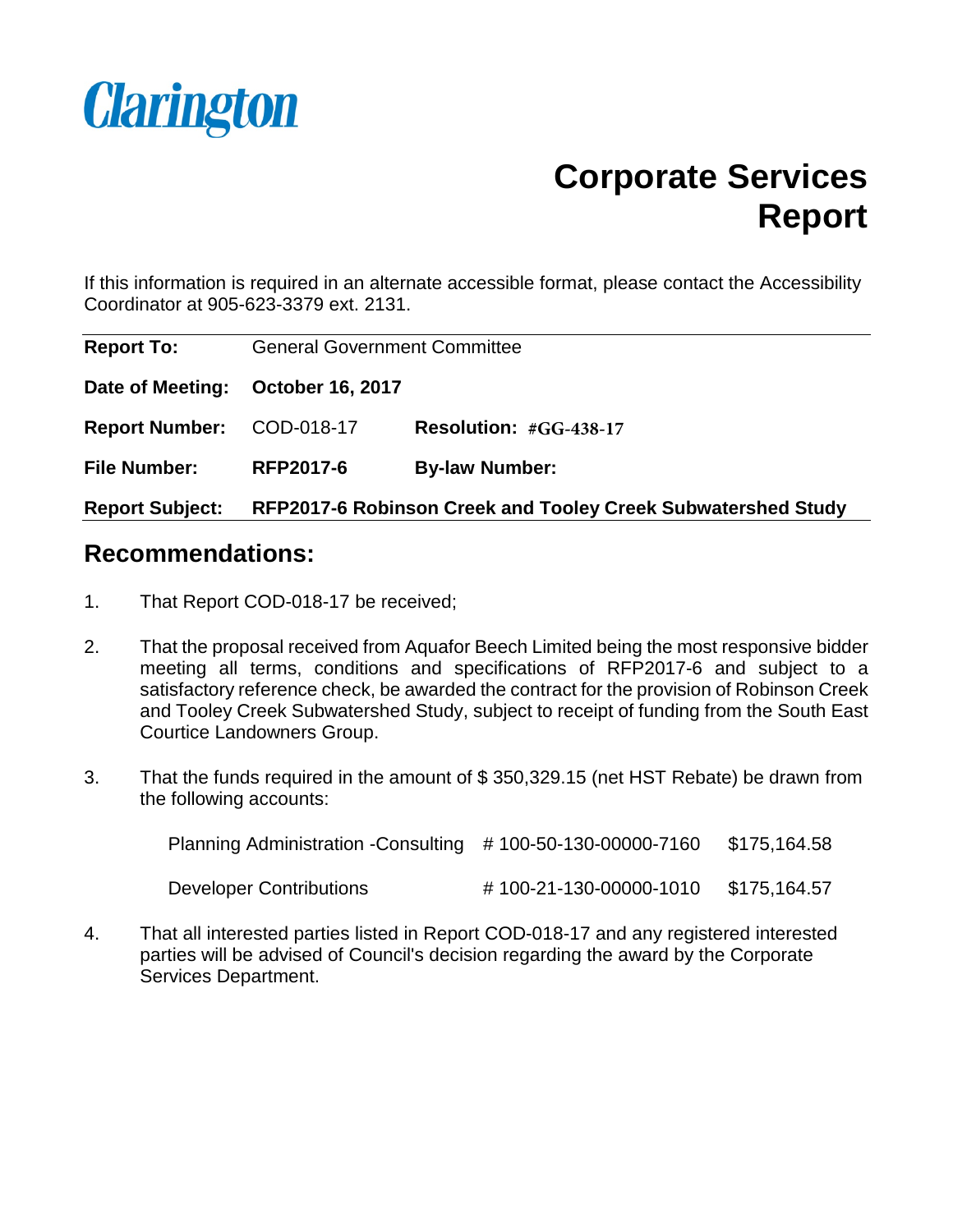Clarington

# Corporate Services Report

If this information is required in an alternate accessible format, please contact the Accessibility Coordinator at 905-623-3379 ext. 2131.

| | | | |
|---|---|---|---|
| **Report To:** | General Government Committee | | |
| **Date of Meeting:** | **October 16, 2017** | | |
| **Report Number:** | COD-018-17 | **Resolution:** | **#GG-438-17** |
| **File Number:** | **RFP2017-6** | **By-law Number:** | |
| **Report Subject:** | **RFP2017-6 Robinson Creek and Tooley Creek Subwatershed Study** | | |

## Recommendations:

1. That Report COD-018-17 be received;

2. That the proposal received from Aquafor Beech Limited being the most responsive bidder meeting all terms, conditions and specifications of RFP2017-6 and subject to a satisfactory reference check, be awarded the contract for the provision of Robinson Creek and Tooley Creek Subwatershed Study, subject to receipt of funding from the South East Courtice Landowners Group.

3. That the funds required in the amount of $ 350,329.15 (net HST Rebate) be drawn from the following accounts:

| | | |
|---|---|---|
| Planning Administration -Consulting | # 100-50-130-00000-7160 | $175,164.58 |
| Developer Contributions | # 100-21-130-00000-1010 | $175,164.57 |

4. That all interested parties listed in Report COD-018-17 and any registered interested parties will be advised of Council's decision regarding the award by the Corporate Services Department.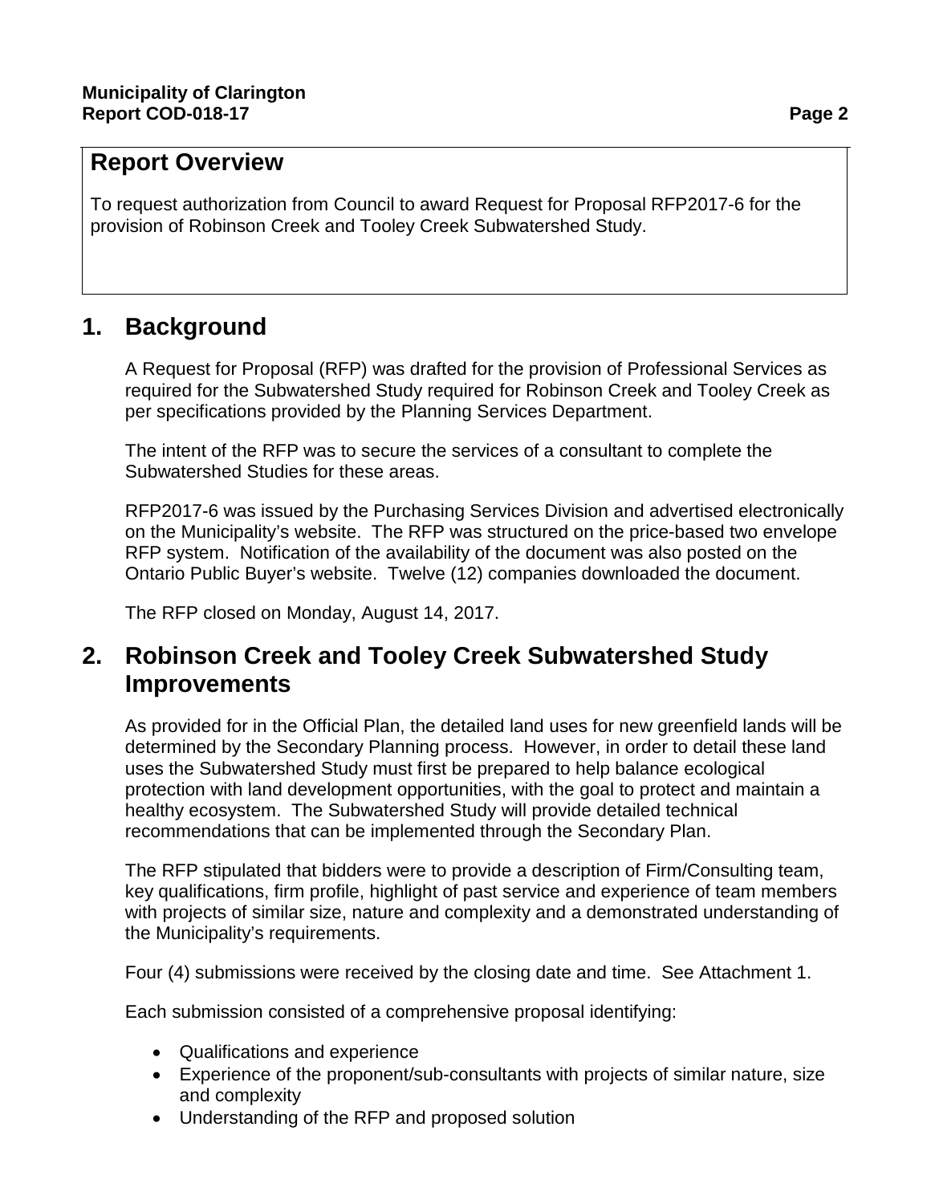## Report Overview

To request authorization from Council to award Request for Proposal RFP2017-6 for the provision of Robinson Creek and Tooley Creek Subwatershed Study.

## 1. Background

A Request for Proposal (RFP) was drafted for the provision of Professional Services as required for the Subwatershed Study required for Robinson Creek and Tooley Creek as per specifications provided by the Planning Services Department.

The intent of the RFP was to secure the services of a consultant to complete the Subwatershed Studies for these areas.

RFP2017-6 was issued by the Purchasing Services Division and advertised electronically on the Municipality's website. The RFP was structured on the price-based two envelope RFP system. Notification of the availability of the document was also posted on the Ontario Public Buyer's website. Twelve (12) companies downloaded the document.

The RFP closed on Monday, August 14, 2017.

## 2. Robinson Creek and Tooley Creek Subwatershed Study Improvements

As provided for in the Official Plan, the detailed land uses for new greenfield lands will be determined by the Secondary Planning process. However, in order to detail these land uses the Subwatershed Study must first be prepared to help balance ecological protection with land development opportunities, with the goal to protect and maintain a healthy ecosystem. The Subwatershed Study will provide detailed technical recommendations that can be implemented through the Secondary Plan.

The RFP stipulated that bidders were to provide a description of Firm/Consulting team, key qualifications, firm profile, highlight of past service and experience of team members with projects of similar size, nature and complexity and a demonstrated understanding of the Municipality's requirements.

Four (4) submissions were received by the closing date and time. See Attachment 1.

Each submission consisted of a comprehensive proposal identifying:

- Qualifications and experience
- Experience of the proponent/sub-consultants with projects of similar nature, size and complexity
- Understanding of the RFP and proposed solution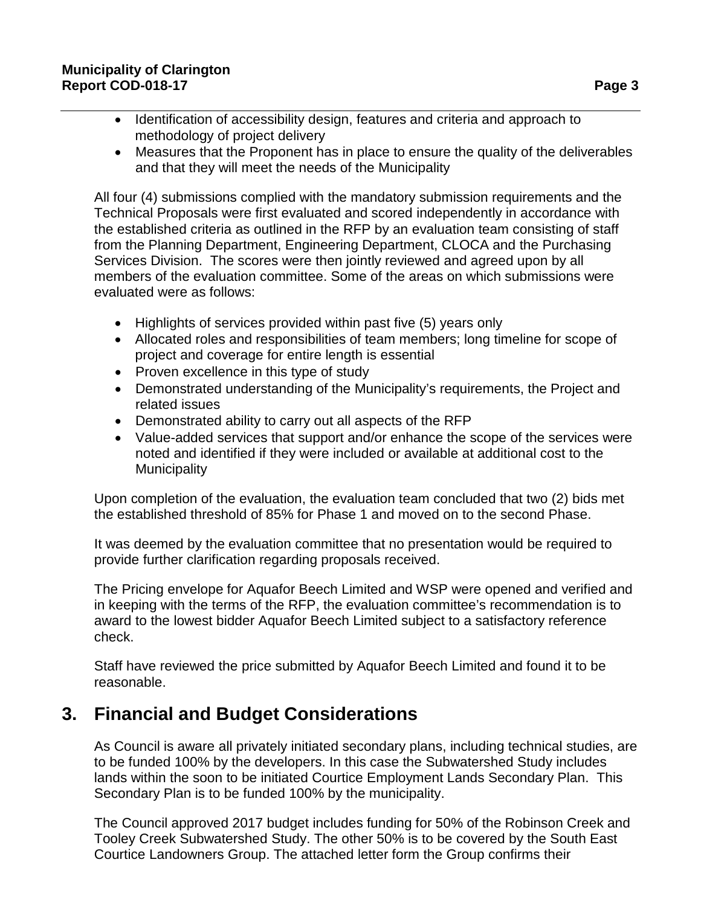- Identification of accessibility design, features and criteria and approach to methodology of project delivery
- Measures that the Proponent has in place to ensure the quality of the deliverables and that they will meet the needs of the Municipality

All four (4) submissions complied with the mandatory submission requirements and the Technical Proposals were first evaluated and scored independently in accordance with the established criteria as outlined in the RFP by an evaluation team consisting of staff from the Planning Department, Engineering Department, CLOCA and the Purchasing Services Division. The scores were then jointly reviewed and agreed upon by all members of the evaluation committee. Some of the areas on which submissions were evaluated were as follows:

- Highlights of services provided within past five (5) years only
- Allocated roles and responsibilities of team members; long timeline for scope of project and coverage for entire length is essential
- Proven excellence in this type of study
- Demonstrated understanding of the Municipality's requirements, the Project and related issues
- Demonstrated ability to carry out all aspects of the RFP
- Value-added services that support and/or enhance the scope of the services were noted and identified if they were included or available at additional cost to the Municipality

Upon completion of the evaluation, the evaluation team concluded that two (2) bids met the established threshold of 85% for Phase 1 and moved on to the second Phase.

It was deemed by the evaluation committee that no presentation would be required to provide further clarification regarding proposals received.

The Pricing envelope for Aquafor Beech Limited and WSP were opened and verified and in keeping with the terms of the RFP, the evaluation committee's recommendation is to award to the lowest bidder Aquafor Beech Limited subject to a satisfactory reference check.

Staff have reviewed the price submitted by Aquafor Beech Limited and found it to be reasonable.

## 3. Financial and Budget Considerations

As Council is aware all privately initiated secondary plans, including technical studies, are to be funded 100% by the developers. In this case the Subwatershed Study includes lands within the soon to be initiated Courtice Employment Lands Secondary Plan. This Secondary Plan is to be funded 100% by the municipality.

The Council approved 2017 budget includes funding for 50% of the Robinson Creek and Tooley Creek Subwatershed Study. The other 50% is to be covered by the South East Courtice Landowners Group. The attached letter form the Group confirms their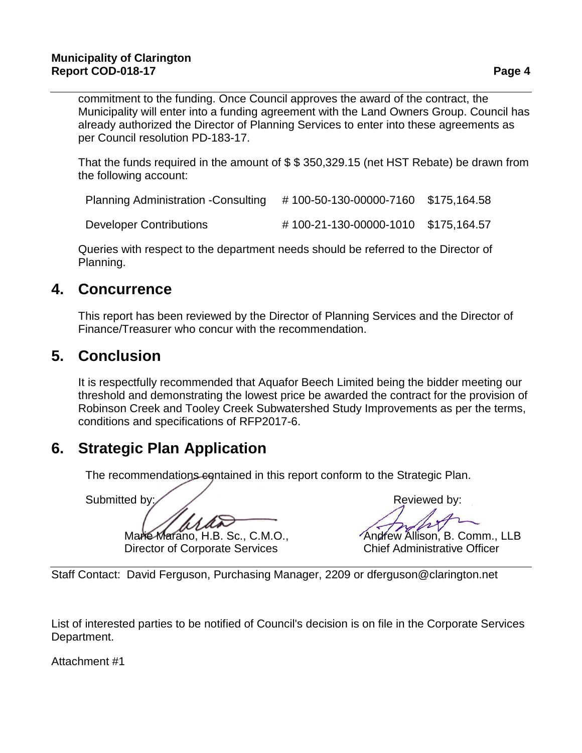commitment to the funding. Once Council approves the award of the contract, the Municipality will enter into a funding agreement with the Land Owners Group. Council has already authorized the Director of Planning Services to enter into these agreements as per Council resolution PD-183-17.

That the funds required in the amount of $ $ 350,329.15 (net HST Rebate) be drawn from the following account:

| | | |
|---|---|---|
| Planning Administration -Consulting | # 100-50-130-00000-7160 | $175,164.58 |
| Developer Contributions | # 100-21-130-00000-1010 | $175,164.57 |

Queries with respect to the department needs should be referred to the Director of Planning.

## 4. Concurrence

This report has been reviewed by the Director of Planning Services and the Director of Finance/Treasurer who concur with the recommendation.

## 5. Conclusion

It is respectfully recommended that Aquafor Beech Limited being the bidder meeting our threshold and demonstrating the lowest price be awarded the contract for the provision of Robinson Creek and Tooley Creek Subwatershed Study Improvements as per the terms, conditions and specifications of RFP2017-6.

## 6. Strategic Plan Application

The recommendations contained in this report conform to the Strategic Plan.

Submitted by:

Marie Marano, H.B. Sc., C.M.O.,
Director of Corporate Services

Reviewed by:

Andrew Allison, B. Comm., LLB
Chief Administrative Officer

Staff Contact: David Ferguson, Purchasing Manager, 2209 or dferguson@clarington.net

List of interested parties to be notified of Council's decision is on file in the Corporate Services Department.

Attachment #1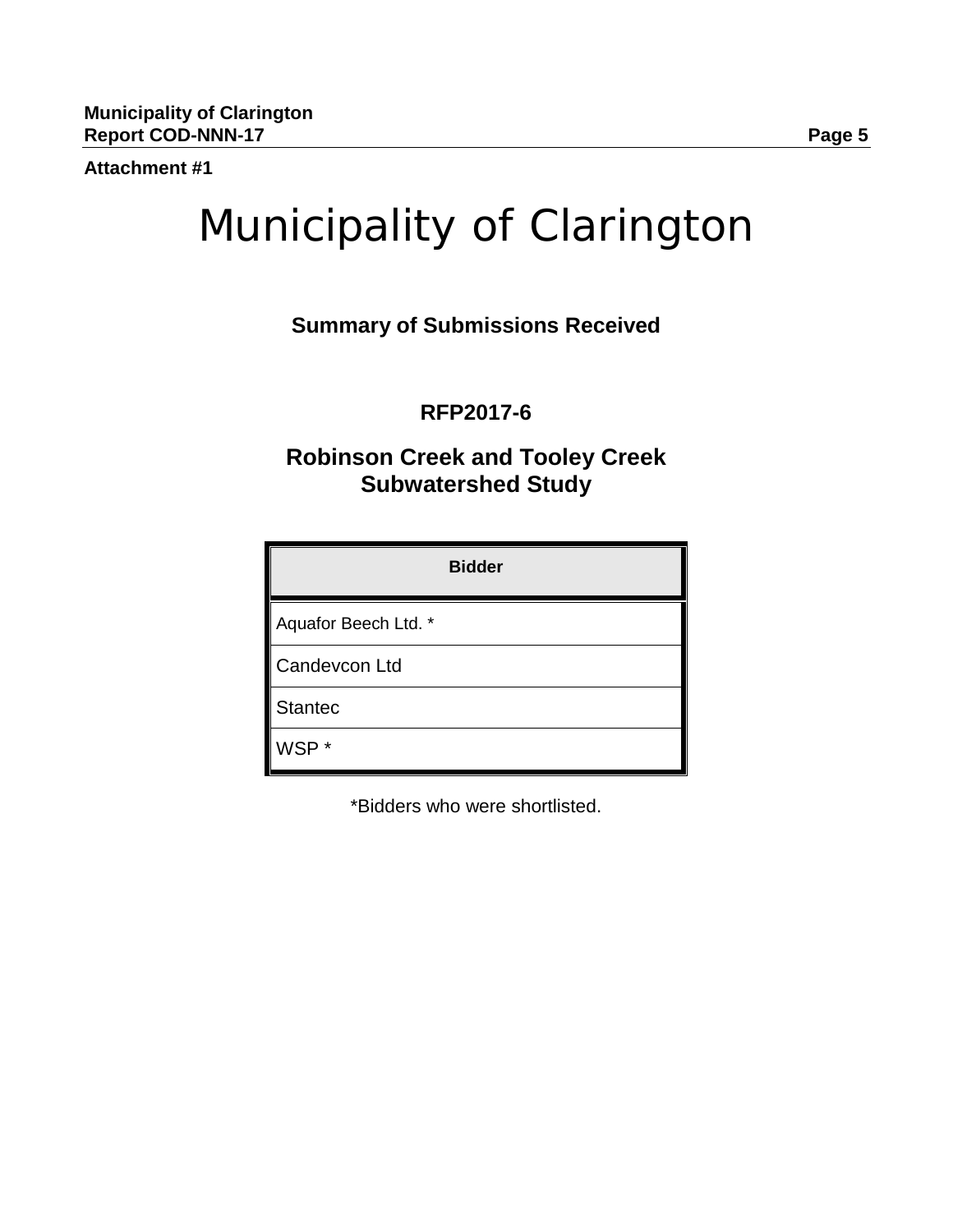**Attachment #1**

# Municipality of Clarington

## Summary of Submissions Received

## RFP2017-6

## Robinson Creek and Tooley Creek Subwatershed Study

| Bidder |
|---|
| Aquafor Beech Ltd. * |
| Candevcon Ltd |
| Stantec |
| WSP * |

*Bidders who were shortlisted.